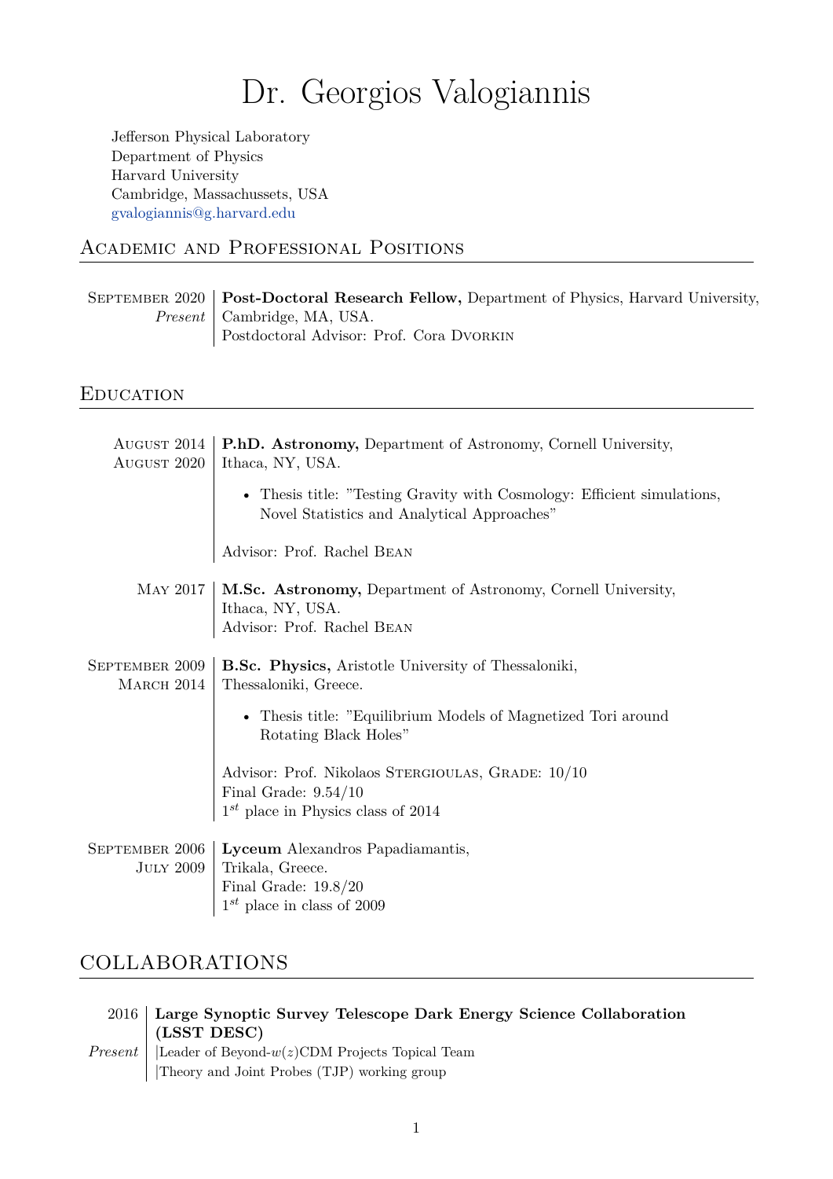# Dr. Georgios Valogiannis

Jefferson Physical Laboratory
Department of Physics
Harvard University
Cambridge, Massachussets, USA
gvalogiannis@g.harvard.edu

## Academic and Professional Positions

September 2020 – *Present* | **Post-Doctoral Research Fellow,** Department of Physics, Harvard University, Cambridge, MA, USA.
Postdoctoral Advisor: Prof. Cora Dvorkin

## Education

August 2014 – August 2020 | **P.hD. Astronomy,** Department of Astronomy, Cornell University, Ithaca, NY, USA.

- Thesis title: "Testing Gravity with Cosmology: Efficient simulations, Novel Statistics and Analytical Approaches"

Advisor: Prof. Rachel Bean

May 2017 | **M.Sc. Astronomy,** Department of Astronomy, Cornell University, Ithaca, NY, USA.
Advisor: Prof. Rachel Bean

September 2009 – March 2014 | **B.Sc. Physics,** Aristotle University of Thessaloniki, Thessaloniki, Greece.

- Thesis title: "Equilibrium Models of Magnetized Tori around Rotating Black Holes"

Advisor: Prof. Nikolaos Stergioulas, Grade: 10/10
Final Grade: 9.54/10
$1^{st}$ place in Physics class of 2014

September 2006 – July 2009 | **Lyceum** Alexandros Papadiamantis, Trikala, Greece.
Final Grade: 19.8/20
$1^{st}$ place in class of 2009

## COLLABORATIONS

2016 – *Present* | **Large Synoptic Survey Telescope Dark Energy Science Collaboration (LSST DESC)**
|Leader of Beyond-$w(z)$CDM Projects Topical Team
|Theory and Joint Probes (TJP) working group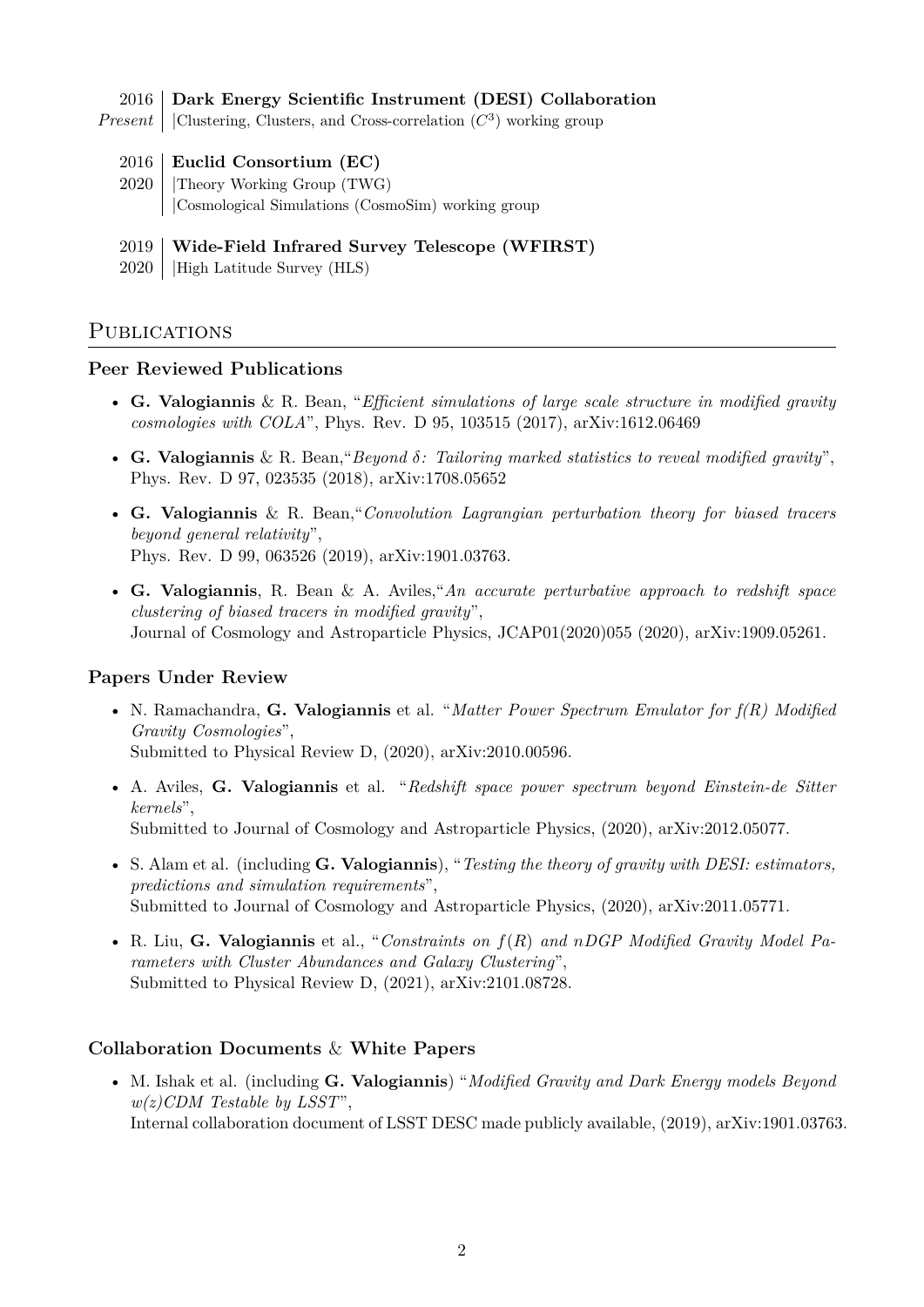2016 – Present | **Dark Energy Scientific Instrument (DESI) Collaboration**
|Clustering, Clusters, and Cross-correlation ($C^3$) working group

2016 – 2020 | **Euclid Consortium (EC)**
|Theory Working Group (TWG)
|Cosmological Simulations (CosmoSim) working group

2019 – 2020 | **Wide-Field Infrared Survey Telescope (WFIRST)**
|High Latitude Survey (HLS)

## Publications

### Peer Reviewed Publications

- **G. Valogiannis** & R. Bean, "*Efficient simulations of large scale structure in modified gravity cosmologies with COLA*", Phys. Rev. D 95, 103515 (2017), arXiv:1612.06469
- **G. Valogiannis** & R. Bean,"*Beyond $\delta$: Tailoring marked statistics to reveal modified gravity*", Phys. Rev. D 97, 023535 (2018), arXiv:1708.05652
- **G. Valogiannis** & R. Bean,"*Convolution Lagrangian perturbation theory for biased tracers beyond general relativity*",
Phys. Rev. D 99, 063526 (2019), arXiv:1901.03763.
- **G. Valogiannis**, R. Bean & A. Aviles,"*An accurate perturbative approach to redshift space clustering of biased tracers in modified gravity*",
Journal of Cosmology and Astroparticle Physics, JCAP01(2020)055 (2020), arXiv:1909.05261.

### Papers Under Review

- N. Ramachandra, **G. Valogiannis** et al. "*Matter Power Spectrum Emulator for f(R) Modified Gravity Cosmologies*",
Submitted to Physical Review D, (2020), arXiv:2010.00596.
- A. Aviles, **G. Valogiannis** et al. "*Redshift space power spectrum beyond Einstein-de Sitter kernels*",
Submitted to Journal of Cosmology and Astroparticle Physics, (2020), arXiv:2012.05077.
- S. Alam et al. (including **G. Valogiannis**), "*Testing the theory of gravity with DESI: estimators, predictions and simulation requirements*",
Submitted to Journal of Cosmology and Astroparticle Physics, (2020), arXiv:2011.05771.
- R. Liu, **G. Valogiannis** et al., "*Constraints on $f(R)$ and $n$DGP Modified Gravity Model Parameters with Cluster Abundances and Galaxy Clustering*",
Submitted to Physical Review D, (2021), arXiv:2101.08728.

### Collaboration Documents & White Papers

- M. Ishak et al. (including **G. Valogiannis**) "*Modified Gravity and Dark Energy models Beyond w(z)CDM Testable by LSST*",
Internal collaboration document of LSST DESC made publicly available, (2019), arXiv:1901.03763.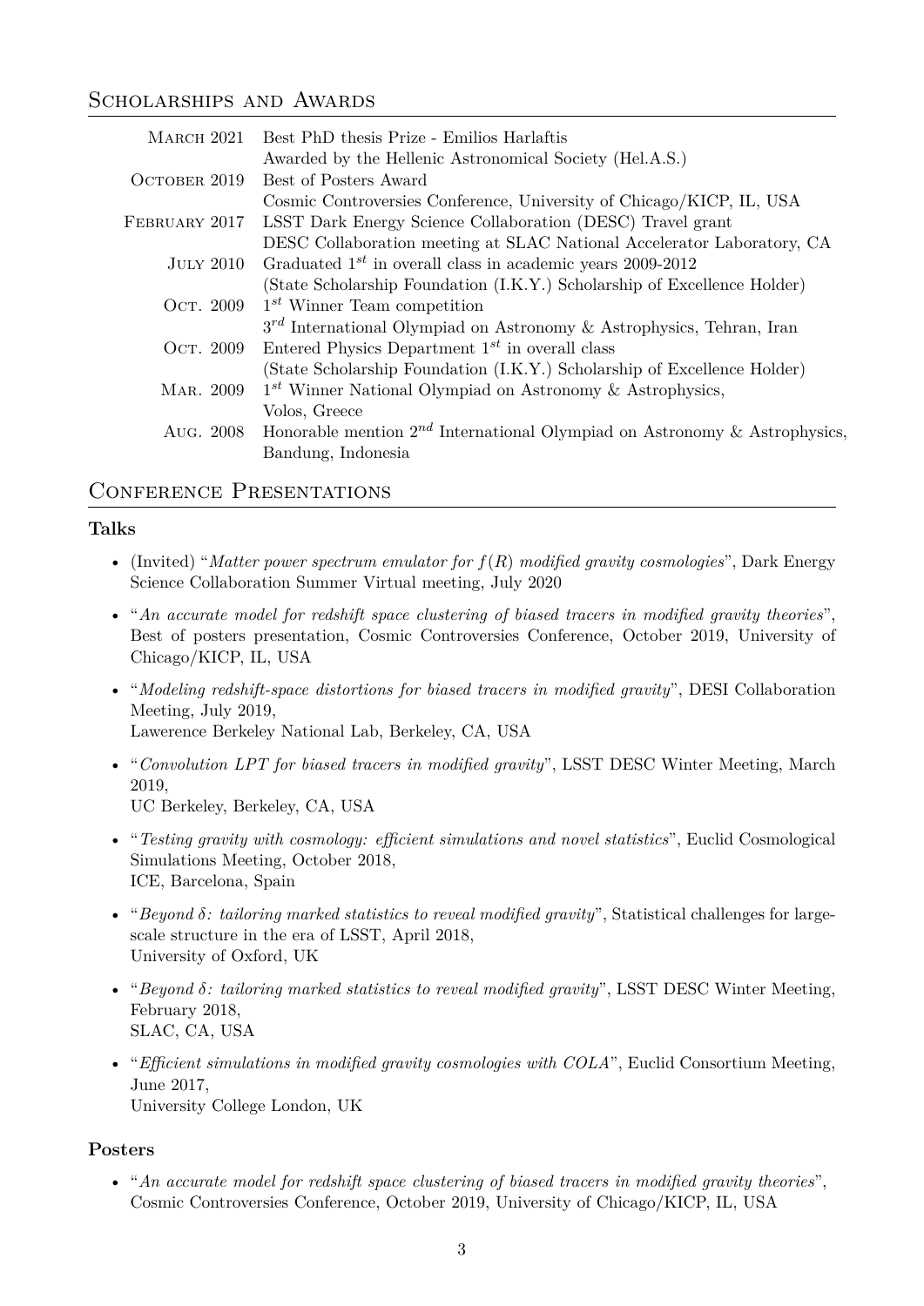## Scholarships and Awards

| | |
|---|---|
| March 2021 | Best PhD thesis Prize - Emilios Harlaftis<br>Awarded by the Hellenic Astronomical Society (Hel.A.S.) |
| October 2019 | Best of Posters Award<br>Cosmic Controversies Conference, University of Chicago/KICP, IL, USA |
| February 2017 | LSST Dark Energy Science Collaboration (DESC) Travel grant<br>DESC Collaboration meeting at SLAC National Accelerator Laboratory, CA |
| July 2010 | Graduated $1^{st}$ in overall class in academic years 2009-2012<br>(State Scholarship Foundation (I.K.Y.) Scholarship of Excellence Holder) |
| Oct. 2009 | $1^{st}$ Winner Team competition<br>$3^{rd}$ International Olympiad on Astronomy & Astrophysics, Tehran, Iran |
| Oct. 2009 | Entered Physics Department $1^{st}$ in overall class<br>(State Scholarship Foundation (I.K.Y.) Scholarship of Excellence Holder) |
| Mar. 2009 | $1^{st}$ Winner National Olympiad on Astronomy & Astrophysics,<br>Volos, Greece |
| Aug. 2008 | Honorable mention $2^{nd}$ International Olympiad on Astronomy & Astrophysics,<br>Bandung, Indonesia |

## Conference Presentations

### Talks

- (Invited) "*Matter power spectrum emulator for $f(R)$ modified gravity cosmologies*", Dark Energy Science Collaboration Summer Virtual meeting, July 2020
- "*An accurate model for redshift space clustering of biased tracers in modified gravity theories*", Best of posters presentation, Cosmic Controversies Conference, October 2019, University of Chicago/KICP, IL, USA
- "*Modeling redshift-space distortions for biased tracers in modified gravity*", DESI Collaboration Meeting, July 2019,
  Lawerence Berkeley National Lab, Berkeley, CA, USA
- "*Convolution LPT for biased tracers in modified gravity*", LSST DESC Winter Meeting, March 2019,
  UC Berkeley, Berkeley, CA, USA
- "*Testing gravity with cosmology: efficient simulations and novel statistics*", Euclid Cosmological Simulations Meeting, October 2018,
  ICE, Barcelona, Spain
- "*Beyond $\delta$: tailoring marked statistics to reveal modified gravity*", Statistical challenges for large-scale structure in the era of LSST, April 2018,
  University of Oxford, UK
- "*Beyond $\delta$: tailoring marked statistics to reveal modified gravity*", LSST DESC Winter Meeting, February 2018,
  SLAC, CA, USA
- "*Efficient simulations in modified gravity cosmologies with COLA*", Euclid Consortium Meeting, June 2017,
  University College London, UK

### Posters

- "*An accurate model for redshift space clustering of biased tracers in modified gravity theories*", Cosmic Controversies Conference, October 2019, University of Chicago/KICP, IL, USA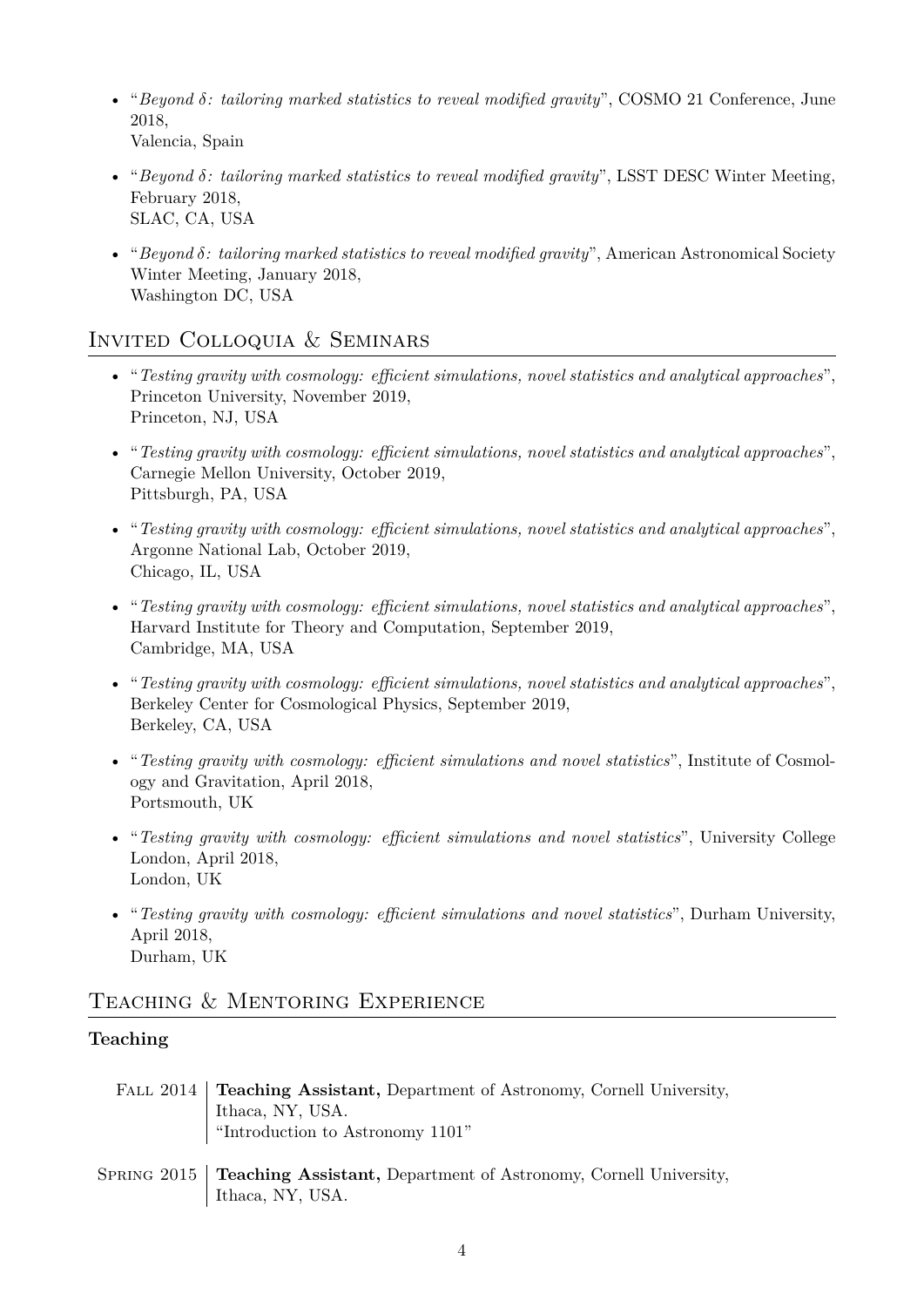- "*Beyond $\delta$: tailoring marked statistics to reveal modified gravity*", COSMO 21 Conference, June 2018,
  Valencia, Spain

- "*Beyond $\delta$: tailoring marked statistics to reveal modified gravity*", LSST DESC Winter Meeting, February 2018,
  SLAC, CA, USA

- "*Beyond $\delta$: tailoring marked statistics to reveal modified gravity*", American Astronomical Society Winter Meeting, January 2018,
  Washington DC, USA

## Invited Colloquia & Seminars

- "*Testing gravity with cosmology: efficient simulations, novel statistics and analytical approaches*", Princeton University, November 2019,
  Princeton, NJ, USA

- "*Testing gravity with cosmology: efficient simulations, novel statistics and analytical approaches*", Carnegie Mellon University, October 2019,
  Pittsburgh, PA, USA

- "*Testing gravity with cosmology: efficient simulations, novel statistics and analytical approaches*", Argonne National Lab, October 2019,
  Chicago, IL, USA

- "*Testing gravity with cosmology: efficient simulations, novel statistics and analytical approaches*", Harvard Institute for Theory and Computation, September 2019,
  Cambridge, MA, USA

- "*Testing gravity with cosmology: efficient simulations, novel statistics and analytical approaches*", Berkeley Center for Cosmological Physics, September 2019,
  Berkeley, CA, USA

- "*Testing gravity with cosmology: efficient simulations and novel statistics*", Institute of Cosmology and Gravitation, April 2018,
  Portsmouth, UK

- "*Testing gravity with cosmology: efficient simulations and novel statistics*", University College London, April 2018,
  London, UK

- "*Testing gravity with cosmology: efficient simulations and novel statistics*", Durham University, April 2018,
  Durham, UK

## Teaching & Mentoring Experience

### Teaching

Fall 2014 | **Teaching Assistant,** Department of Astronomy, Cornell University,
Ithaca, NY, USA.
"Introduction to Astronomy 1101"

Spring 2015 | **Teaching Assistant,** Department of Astronomy, Cornell University,
Ithaca, NY, USA.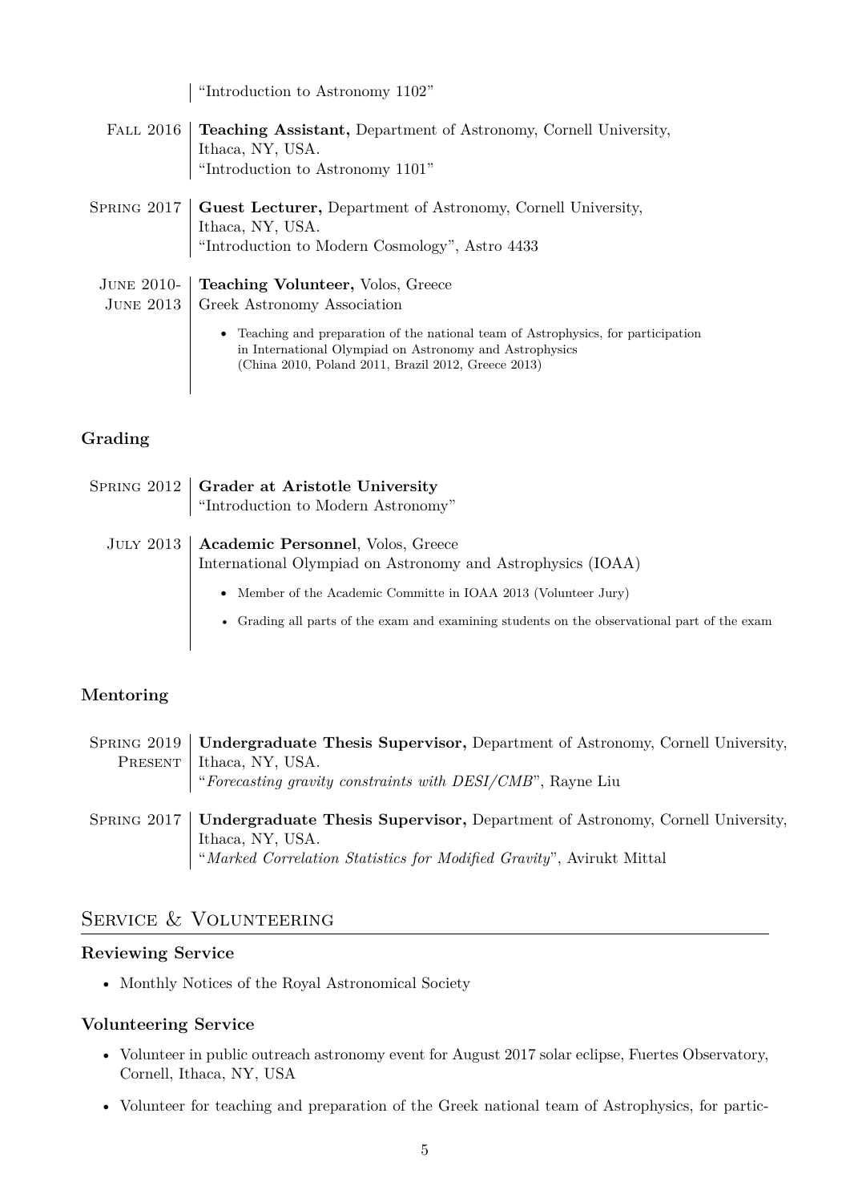"Introduction to Astronomy 1102"

**Fall 2016** | **Teaching Assistant,** Department of Astronomy, Cornell University, Ithaca, NY, USA.
"Introduction to Astronomy 1101"

**Spring 2017** | **Guest Lecturer,** Department of Astronomy, Cornell University, Ithaca, NY, USA.
"Introduction to Modern Cosmology", Astro 4433

**June 2010- June 2013** | **Teaching Volunteer,** Volos, Greece
Greek Astronomy Association

- Teaching and preparation of the national team of Astrophysics, for participation in International Olympiad on Astronomy and Astrophysics (China 2010, Poland 2011, Brazil 2012, Greece 2013)

### Grading

**Spring 2012** | **Grader at Aristotle University**
"Introduction to Modern Astronomy"

**July 2013** | **Academic Personnel**, Volos, Greece
International Olympiad on Astronomy and Astrophysics (IOAA)

- Member of the Academic Committe in IOAA 2013 (Volunteer Jury)
- Grading all parts of the exam and examining students on the observational part of the exam

### Mentoring

**Spring 2019 Present** | **Undergraduate Thesis Supervisor,** Department of Astronomy, Cornell University, Ithaca, NY, USA.
"*Forecasting gravity constraints with DESI/CMB*", Rayne Liu

**Spring 2017** | **Undergraduate Thesis Supervisor,** Department of Astronomy, Cornell University, Ithaca, NY, USA.
"*Marked Correlation Statistics for Modified Gravity*", Avirukt Mittal

## Service & Volunteering

### Reviewing Service

- Monthly Notices of the Royal Astronomical Society

### Volunteering Service

- Volunteer in public outreach astronomy event for August 2017 solar eclipse, Fuertes Observatory, Cornell, Ithaca, NY, USA
- Volunteer for teaching and preparation of the Greek national team of Astrophysics, for partic-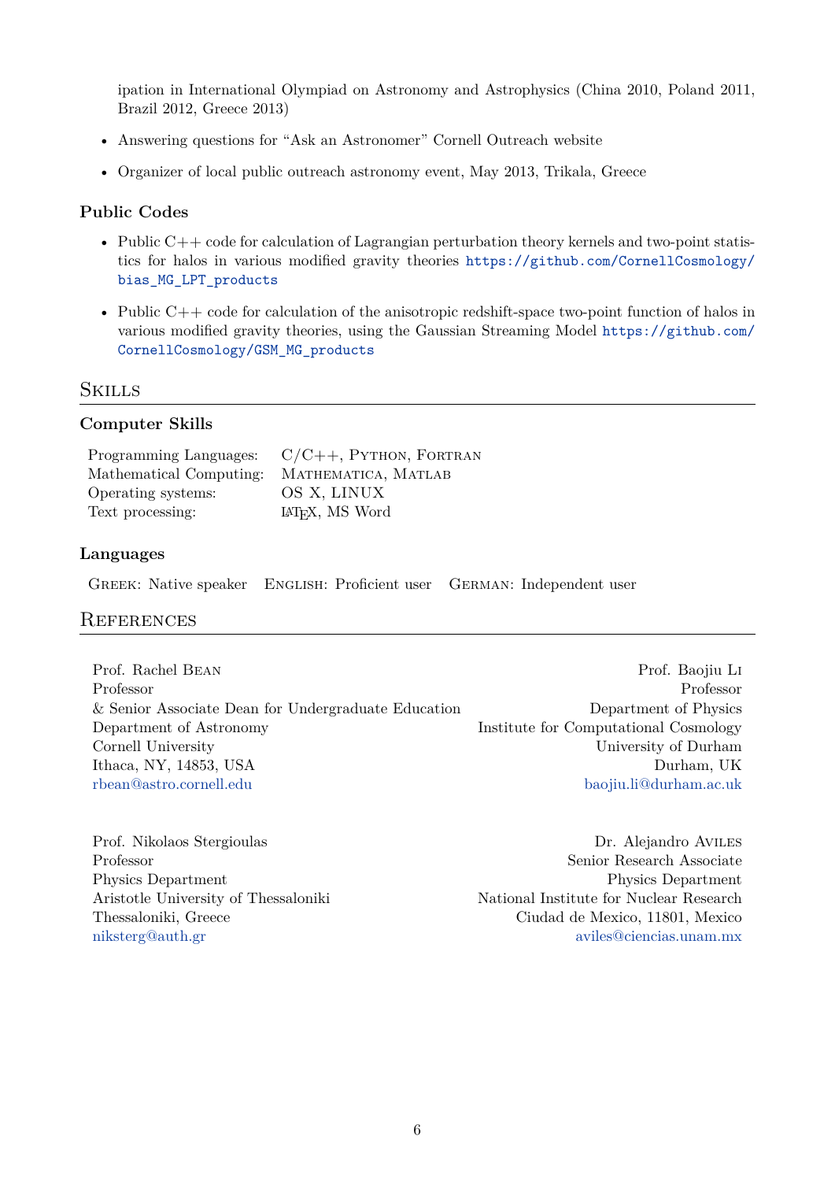ipation in International Olympiad on Astronomy and Astrophysics (China 2010, Poland 2011, Brazil 2012, Greece 2013)

- Answering questions for "Ask an Astronomer" Cornell Outreach website
- Organizer of local public outreach astronomy event, May 2013, Trikala, Greece

### Public Codes

- Public C++ code for calculation of Lagrangian perturbation theory kernels and two-point statistics for halos in various modified gravity theories https://github.com/CornellCosmology/bias_MG_LPT_products
- Public C++ code for calculation of the anisotropic redshift-space two-point function of halos in various modified gravity theories, using the Gaussian Streaming Model https://github.com/CornellCosmology/GSM_MG_products

## Skills

### Computer Skills

| | |
|---|---|
| Programming Languages: | C/C++, Python, Fortran |
| Mathematical Computing: | Mathematica, Matlab |
| Operating systems: | OS X, LINUX |
| Text processing: | LaTeX, MS Word |

### Languages

Greek: Native speaker English: Proficient user German: Independent user

## References

Prof. Rachel Bean
Professor
& Senior Associate Dean for Undergraduate Education
Department of Astronomy
Cornell University
Ithaca, NY, 14853, USA
rbean@astro.cornell.edu

Prof. Baojiu Li
Professor
Department of Physics
Institute for Computational Cosmology
University of Durham
Durham, UK
baojiu.li@durham.ac.uk

Prof. Nikolaos Stergioulas
Professor
Physics Department
Aristotle University of Thessaloniki
Thessaloniki, Greece
niksterg@auth.gr

Dr. Alejandro Aviles
Senior Research Associate
Physics Department
National Institute for Nuclear Research
Ciudad de Mexico, 11801, Mexico
aviles@ciencias.unam.mx